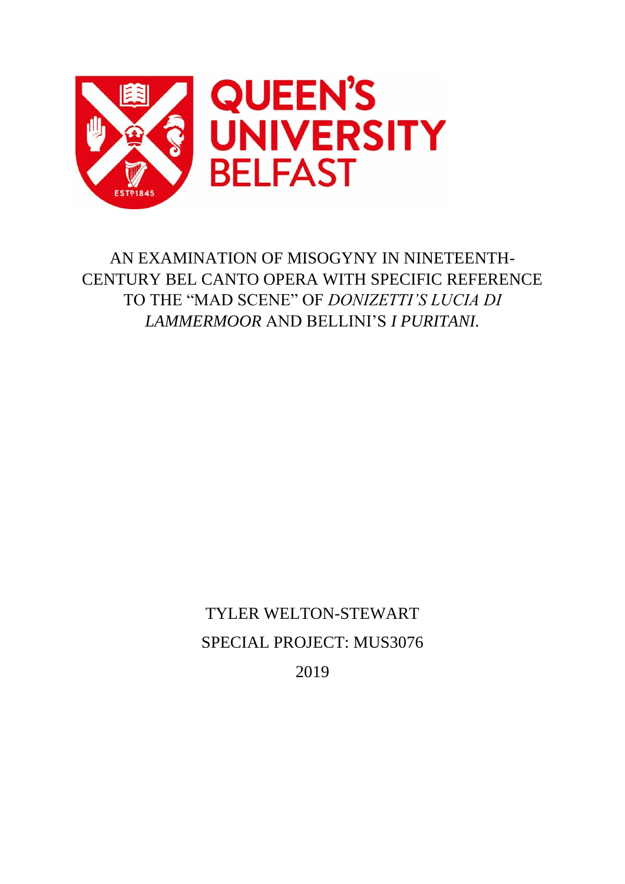QUEEN'S UNIVERSITY BELFAST

# AN EXAMINATION OF MISOGYNY IN NINETEENTH-CENTURY BEL CANTO OPERA WITH SPECIFIC REFERENCE TO THE "MAD SCENE" OF *DONIZETTI'S LUCIA DI LAMMERMOOR* AND BELLINI'S *I PURITANI.*

TYLER WELTON-STEWART

SPECIAL PROJECT: MUS3076

2019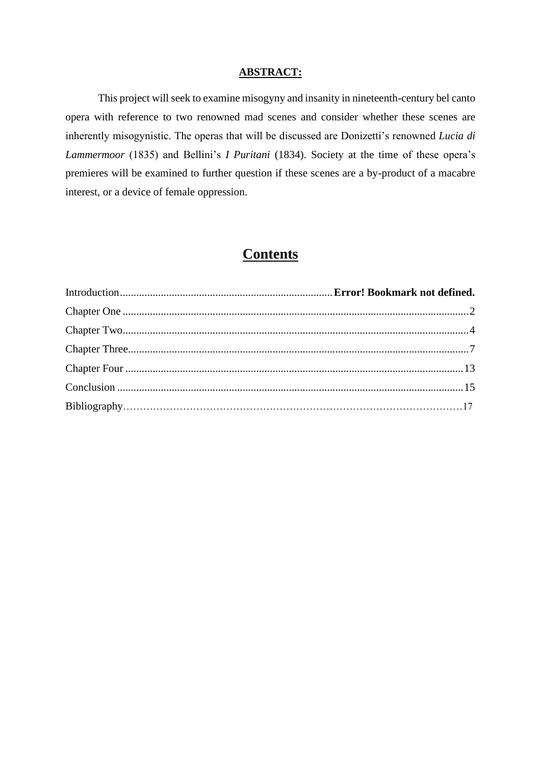**ABSTRACT:**

This project will seek to examine misogyny and insanity in nineteenth-century bel canto opera with reference to two renowned mad scenes and consider whether these scenes are inherently misogynistic. The operas that will be discussed are Donizetti's renowned *Lucia di Lammermoor* (1835) and Bellini's *I Puritani* (1834). Society at the time of these opera's premieres will be examined to further question if these scenes are a by-product of a macabre interest, or a device of female oppression.

# Contents

Introduction............................................................................. **Error! Bookmark not defined.**
Chapter One ..............................................................................................................2
Chapter Two..............................................................................................................4
Chapter Three............................................................................................................7
Chapter Four ...........................................................................................................13
Conclusion ..............................................................................................................15
Bibliography…………………………………………………………………………………17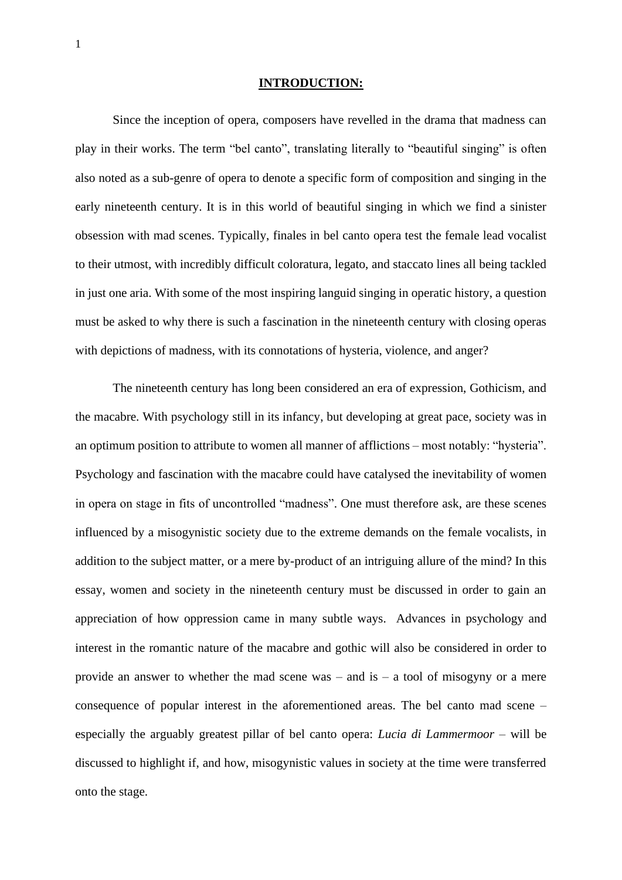# **INTRODUCTION:**

Since the inception of opera, composers have revelled in the drama that madness can play in their works. The term "bel canto", translating literally to "beautiful singing" is often also noted as a sub-genre of opera to denote a specific form of composition and singing in the early nineteenth century. It is in this world of beautiful singing in which we find a sinister obsession with mad scenes. Typically, finales in bel canto opera test the female lead vocalist to their utmost, with incredibly difficult coloratura, legato, and staccato lines all being tackled in just one aria. With some of the most inspiring languid singing in operatic history, a question must be asked to why there is such a fascination in the nineteenth century with closing operas with depictions of madness, with its connotations of hysteria, violence, and anger?

The nineteenth century has long been considered an era of expression, Gothicism, and the macabre. With psychology still in its infancy, but developing at great pace, society was in an optimum position to attribute to women all manner of afflictions – most notably: "hysteria". Psychology and fascination with the macabre could have catalysed the inevitability of women in opera on stage in fits of uncontrolled "madness". One must therefore ask, are these scenes influenced by a misogynistic society due to the extreme demands on the female vocalists, in addition to the subject matter, or a mere by-product of an intriguing allure of the mind? In this essay, women and society in the nineteenth century must be discussed in order to gain an appreciation of how oppression came in many subtle ways. Advances in psychology and interest in the romantic nature of the macabre and gothic will also be considered in order to provide an answer to whether the mad scene was – and is – a tool of misogyny or a mere consequence of popular interest in the aforementioned areas. The bel canto mad scene – especially the arguably greatest pillar of bel canto opera: *Lucia di Lammermoor* – will be discussed to highlight if, and how, misogynistic values in society at the time were transferred onto the stage.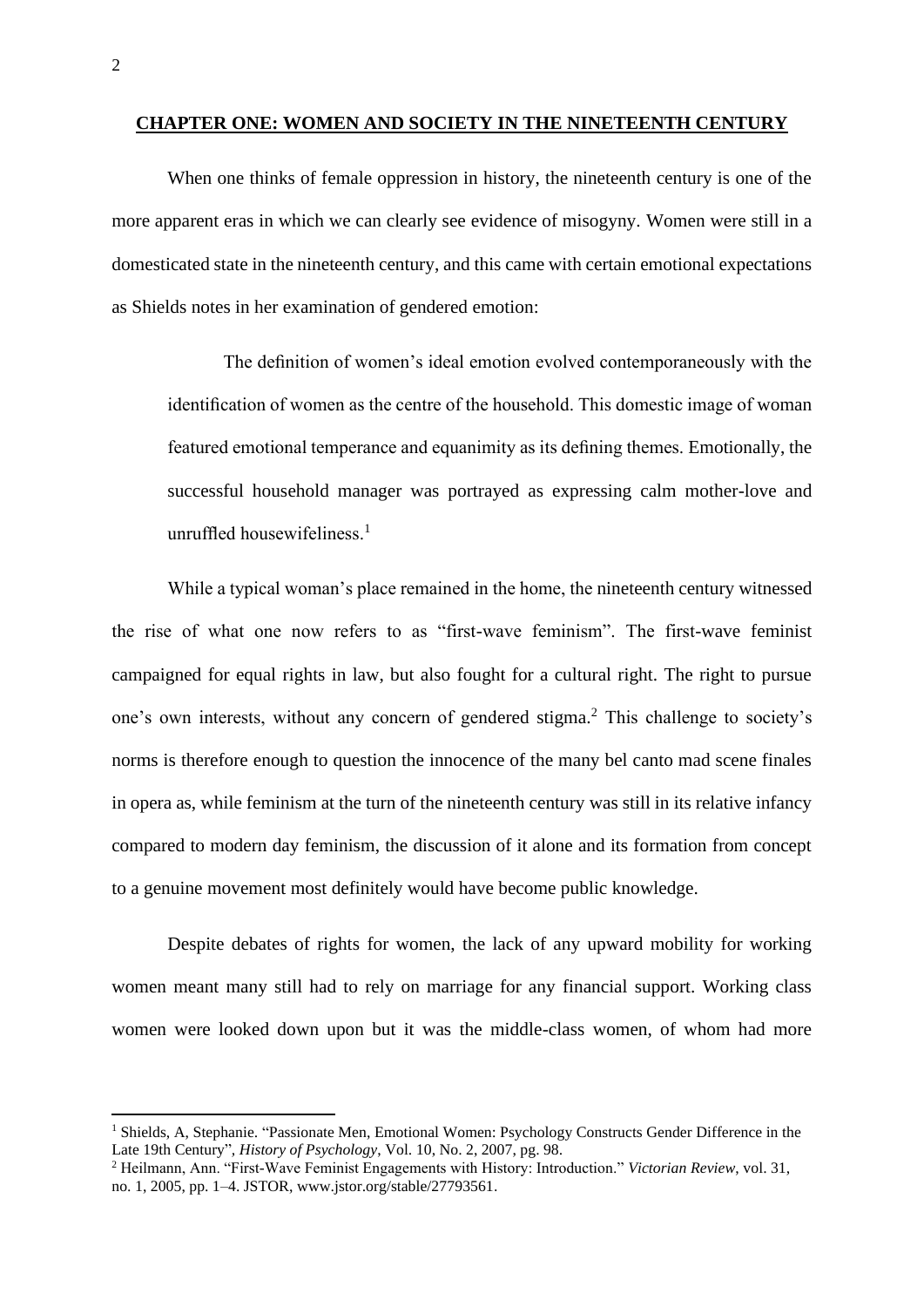## CHAPTER ONE: WOMEN AND SOCIETY IN THE NINETEENTH CENTURY

When one thinks of female oppression in history, the nineteenth century is one of the more apparent eras in which we can clearly see evidence of misogyny. Women were still in a domesticated state in the nineteenth century, and this came with certain emotional expectations as Shields notes in her examination of gendered emotion:

> The definition of women's ideal emotion evolved contemporaneously with the identification of women as the centre of the household. This domestic image of woman featured emotional temperance and equanimity as its defining themes. Emotionally, the successful household manager was portrayed as expressing calm mother-love and unruffled housewifeliness.[1]

While a typical woman's place remained in the home, the nineteenth century witnessed the rise of what one now refers to as "first-wave feminism". The first-wave feminist campaigned for equal rights in law, but also fought for a cultural right. The right to pursue one's own interests, without any concern of gendered stigma.[2] This challenge to society's norms is therefore enough to question the innocence of the many bel canto mad scene finales in opera as, while feminism at the turn of the nineteenth century was still in its relative infancy compared to modern day feminism, the discussion of it alone and its formation from concept to a genuine movement most definitely would have become public knowledge.

Despite debates of rights for women, the lack of any upward mobility for working women meant many still had to rely on marriage for any financial support. Working class women were looked down upon but it was the middle-class women, of whom had more

---

[1] Shields, A, Stephanie. "Passionate Men, Emotional Women: Psychology Constructs Gender Difference in the Late 19th Century", *History of Psychology*, Vol. 10, No. 2, 2007, pg. 98.

[2] Heilmann, Ann. "First-Wave Feminist Engagements with History: Introduction." *Victorian Review*, vol. 31, no. 1, 2005, pp. 1–4. JSTOR, www.jstor.org/stable/27793561.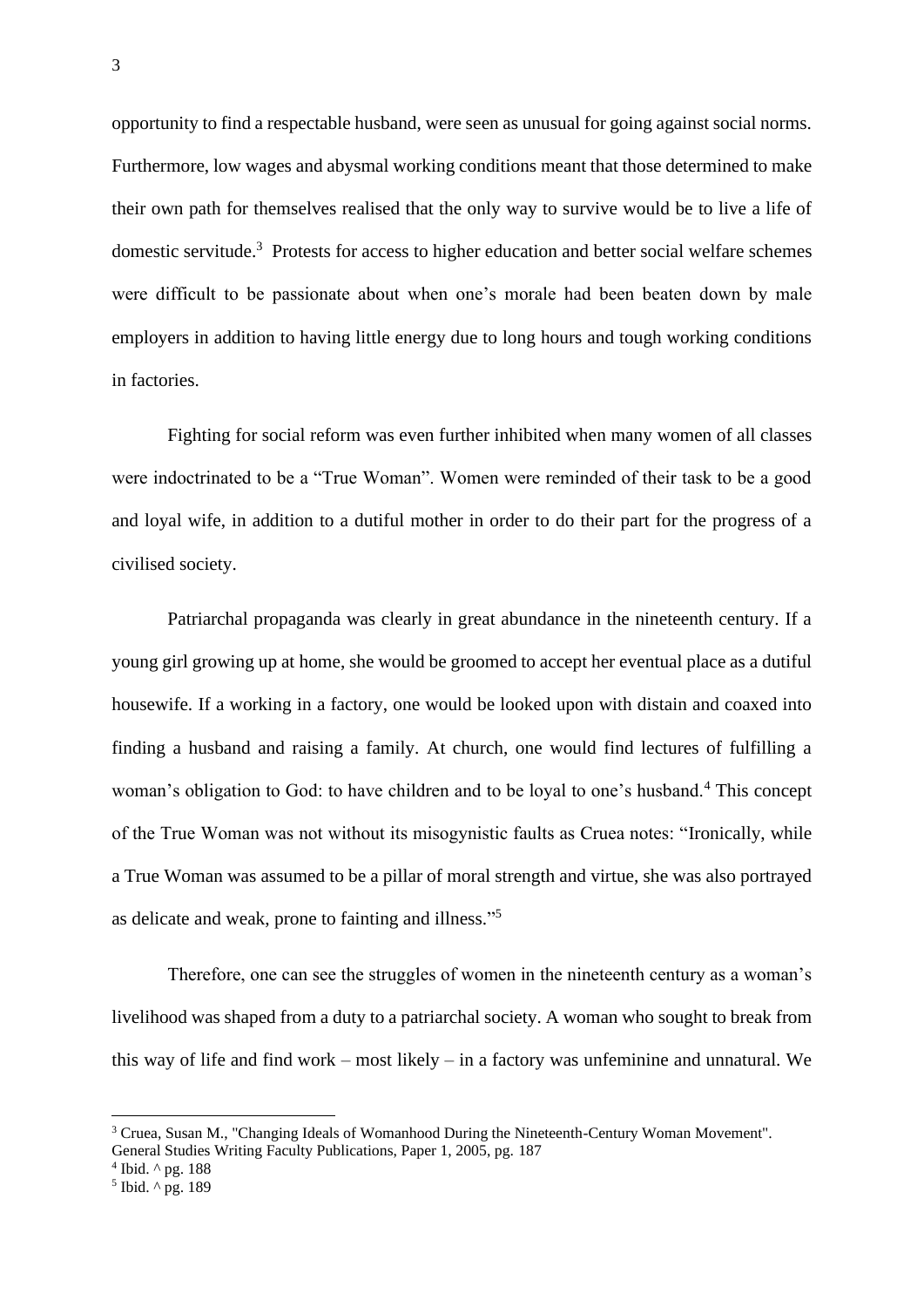opportunity to find a respectable husband, were seen as unusual for going against social norms. Furthermore, low wages and abysmal working conditions meant that those determined to make their own path for themselves realised that the only way to survive would be to live a life of domestic servitude.[3] Protests for access to higher education and better social welfare schemes were difficult to be passionate about when one's morale had been beaten down by male employers in addition to having little energy due to long hours and tough working conditions in factories.

Fighting for social reform was even further inhibited when many women of all classes were indoctrinated to be a "True Woman". Women were reminded of their task to be a good and loyal wife, in addition to a dutiful mother in order to do their part for the progress of a civilised society.

Patriarchal propaganda was clearly in great abundance in the nineteenth century. If a young girl growing up at home, she would be groomed to accept her eventual place as a dutiful housewife. If a working in a factory, one would be looked upon with distain and coaxed into finding a husband and raising a family. At church, one would find lectures of fulfilling a woman's obligation to God: to have children and to be loyal to one's husband.[4] This concept of the True Woman was not without its misogynistic faults as Cruea notes: "Ironically, while a True Woman was assumed to be a pillar of moral strength and virtue, she was also portrayed as delicate and weak, prone to fainting and illness."[5]

Therefore, one can see the struggles of women in the nineteenth century as a woman's livelihood was shaped from a duty to a patriarchal society. A woman who sought to break from this way of life and find work – most likely – in a factory was unfeminine and unnatural. We

---

[3] Cruea, Susan M., "Changing Ideals of Womanhood During the Nineteenth-Century Woman Movement". General Studies Writing Faculty Publications, Paper 1, 2005, pg. 187

[4] Ibid. ^ pg. 188

[5] Ibid. ^ pg. 189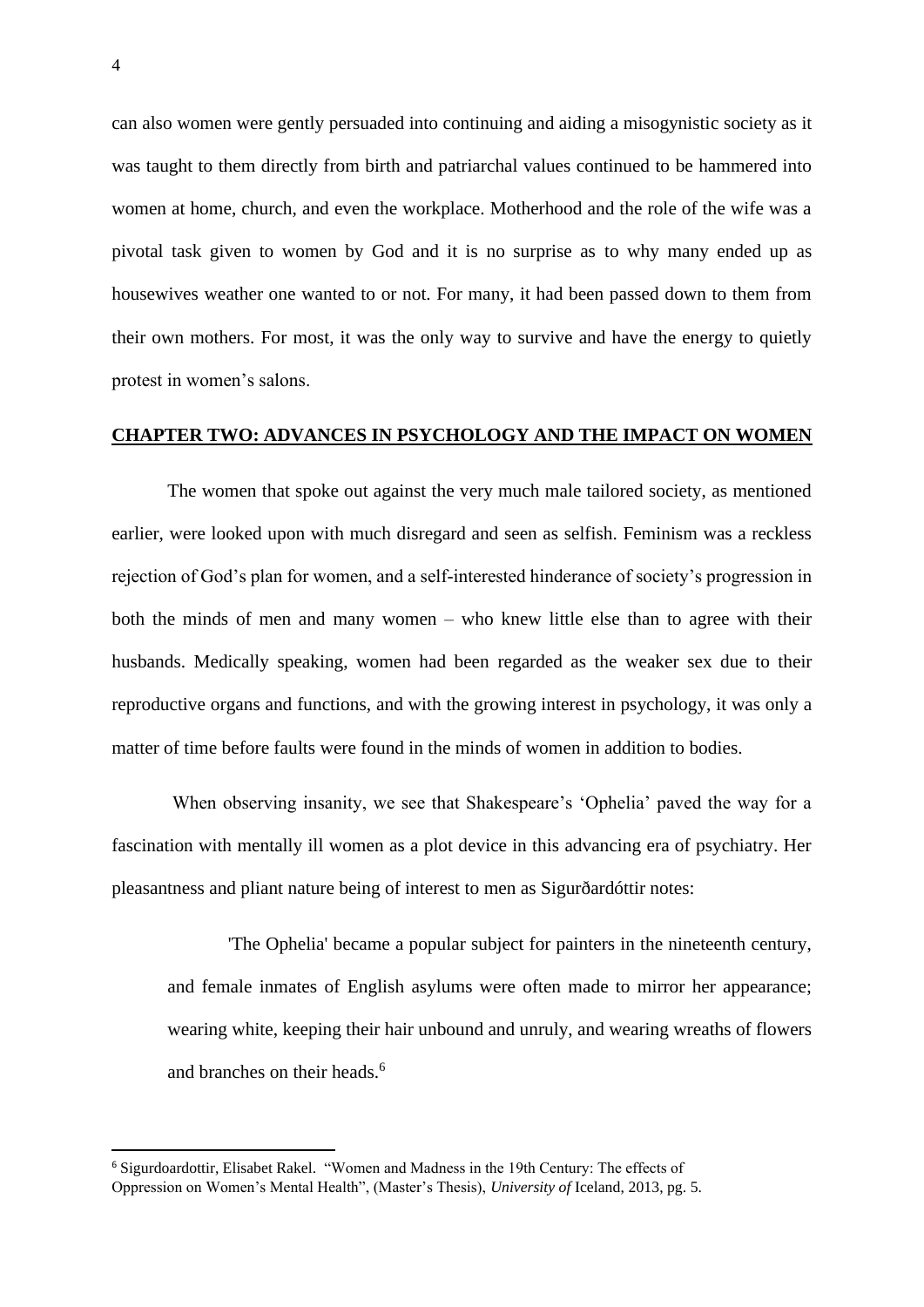can also women were gently persuaded into continuing and aiding a misogynistic society as it was taught to them directly from birth and patriarchal values continued to be hammered into women at home, church, and even the workplace. Motherhood and the role of the wife was a pivotal task given to women by God and it is no surprise as to why many ended up as housewives weather one wanted to or not. For many, it had been passed down to them from their own mothers. For most, it was the only way to survive and have the energy to quietly protest in women's salons.

## CHAPTER TWO: ADVANCES IN PSYCHOLOGY AND THE IMPACT ON WOMEN

The women that spoke out against the very much male tailored society, as mentioned earlier, were looked upon with much disregard and seen as selfish. Feminism was a reckless rejection of God's plan for women, and a self-interested hinderance of society's progression in both the minds of men and many women – who knew little else than to agree with their husbands. Medically speaking, women had been regarded as the weaker sex due to their reproductive organs and functions, and with the growing interest in psychology, it was only a matter of time before faults were found in the minds of women in addition to bodies.

When observing insanity, we see that Shakespeare's 'Ophelia' paved the way for a fascination with mentally ill women as a plot device in this advancing era of psychiatry. Her pleasantness and pliant nature being of interest to men as Sigurðardóttir notes:

> 'The Ophelia' became a popular subject for painters in the nineteenth century, and female inmates of English asylums were often made to mirror her appearance; wearing white, keeping their hair unbound and unruly, and wearing wreaths of flowers and branches on their heads.[6]

---

[6] Sigurdoardottir, Elisabet Rakel. "Women and Madness in the 19th Century: The effects of Oppression on Women's Mental Health", (Master's Thesis), *University of* Iceland, 2013, pg. 5.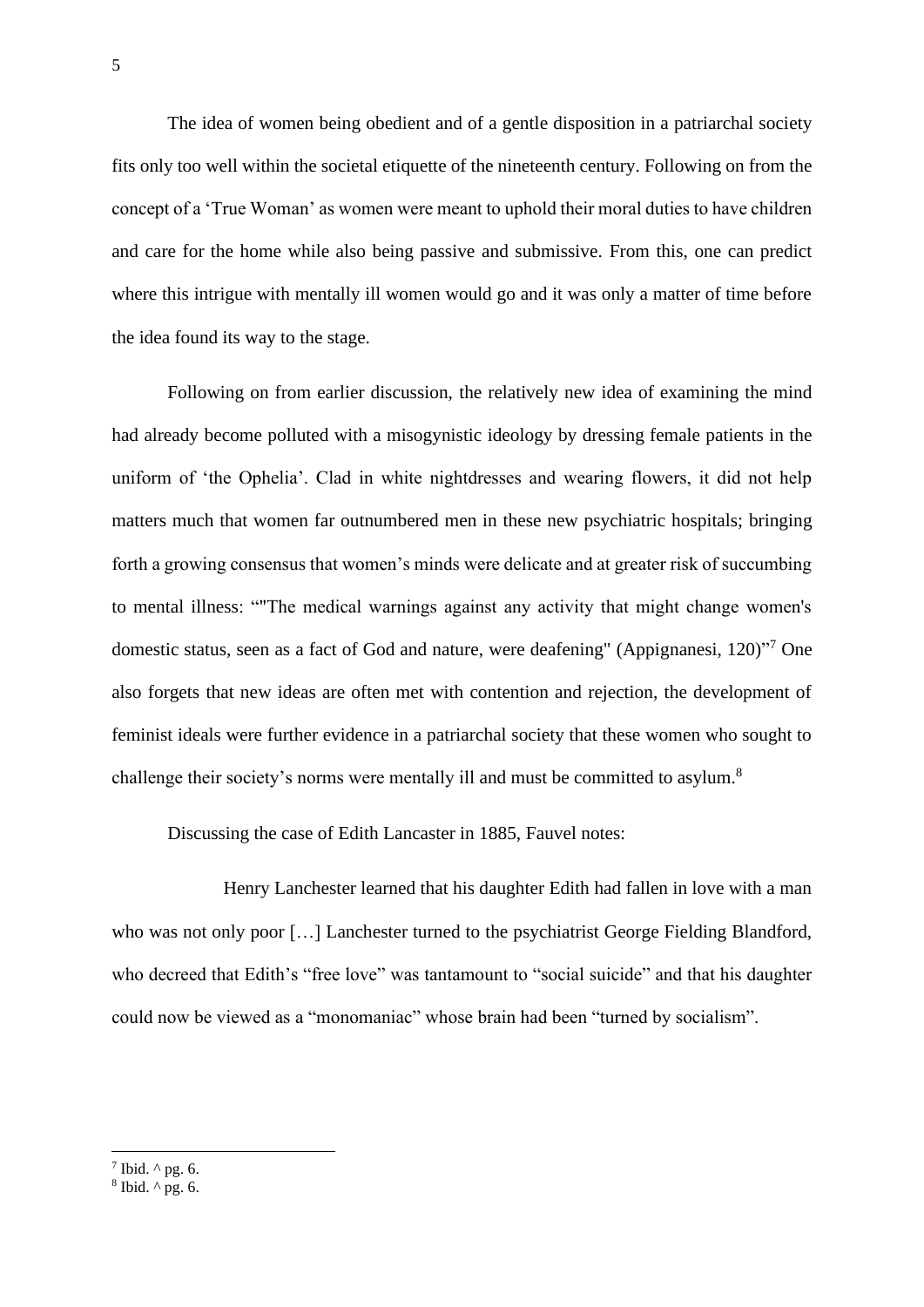The idea of women being obedient and of a gentle disposition in a patriarchal society fits only too well within the societal etiquette of the nineteenth century. Following on from the concept of a 'True Woman' as women were meant to uphold their moral duties to have children and care for the home while also being passive and submissive. From this, one can predict where this intrigue with mentally ill women would go and it was only a matter of time before the idea found its way to the stage.

Following on from earlier discussion, the relatively new idea of examining the mind had already become polluted with a misogynistic ideology by dressing female patients in the uniform of 'the Ophelia'. Clad in white nightdresses and wearing flowers, it did not help matters much that women far outnumbered men in these new psychiatric hospitals; bringing forth a growing consensus that women's minds were delicate and at greater risk of succumbing to mental illness: ""The medical warnings against any activity that might change women's domestic status, seen as a fact of God and nature, were deafening" (Appignanesi, 120)"[7] One also forgets that new ideas are often met with contention and rejection, the development of feminist ideals were further evidence in a patriarchal society that these women who sought to challenge their society's norms were mentally ill and must be committed to asylum.[8]

Discussing the case of Edith Lancaster in 1885, Fauvel notes:

> Henry Lanchester learned that his daughter Edith had fallen in love with a man who was not only poor […] Lanchester turned to the psychiatrist George Fielding Blandford, who decreed that Edith's "free love" was tantamount to "social suicide" and that his daughter could now be viewed as a "monomaniac" whose brain had been "turned by socialism".

---

[7] Ibid. ^ pg. 6.

[8] Ibid. ^ pg. 6.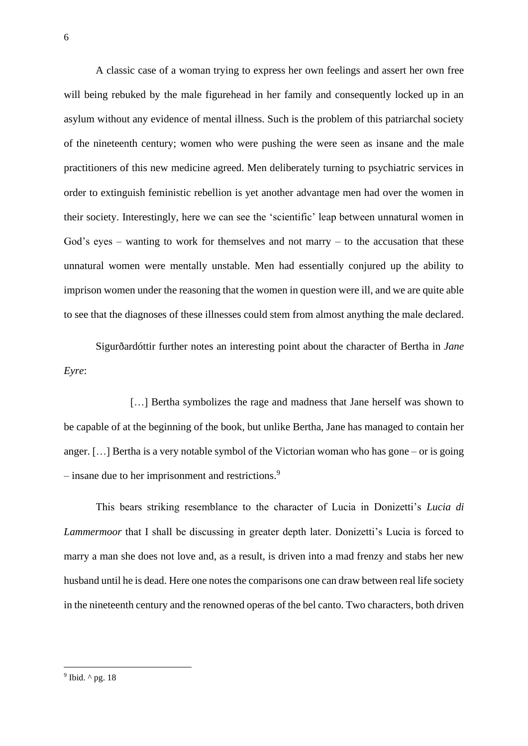A classic case of a woman trying to express her own feelings and assert her own free will being rebuked by the male figurehead in her family and consequently locked up in an asylum without any evidence of mental illness. Such is the problem of this patriarchal society of the nineteenth century; women who were pushing the were seen as insane and the male practitioners of this new medicine agreed. Men deliberately turning to psychiatric services in order to extinguish feministic rebellion is yet another advantage men had over the women in their society. Interestingly, here we can see the 'scientific' leap between unnatural women in God's eyes – wanting to work for themselves and not marry – to the accusation that these unnatural women were mentally unstable. Men had essentially conjured up the ability to imprison women under the reasoning that the women in question were ill, and we are quite able to see that the diagnoses of these illnesses could stem from almost anything the male declared.

Sigurðardóttir further notes an interesting point about the character of Bertha in *Jane Eyre*:

> […] Bertha symbolizes the rage and madness that Jane herself was shown to be capable of at the beginning of the book, but unlike Bertha, Jane has managed to contain her anger. […] Bertha is a very notable symbol of the Victorian woman who has gone – or is going – insane due to her imprisonment and restrictions.[9]

This bears striking resemblance to the character of Lucia in Donizetti's *Lucia di Lammermoor* that I shall be discussing in greater depth later. Donizetti's Lucia is forced to marry a man she does not love and, as a result, is driven into a mad frenzy and stabs her new husband until he is dead. Here one notes the comparisons one can draw between real life society in the nineteenth century and the renowned operas of the bel canto. Two characters, both driven

---

[9] Ibid. ^ pg. 18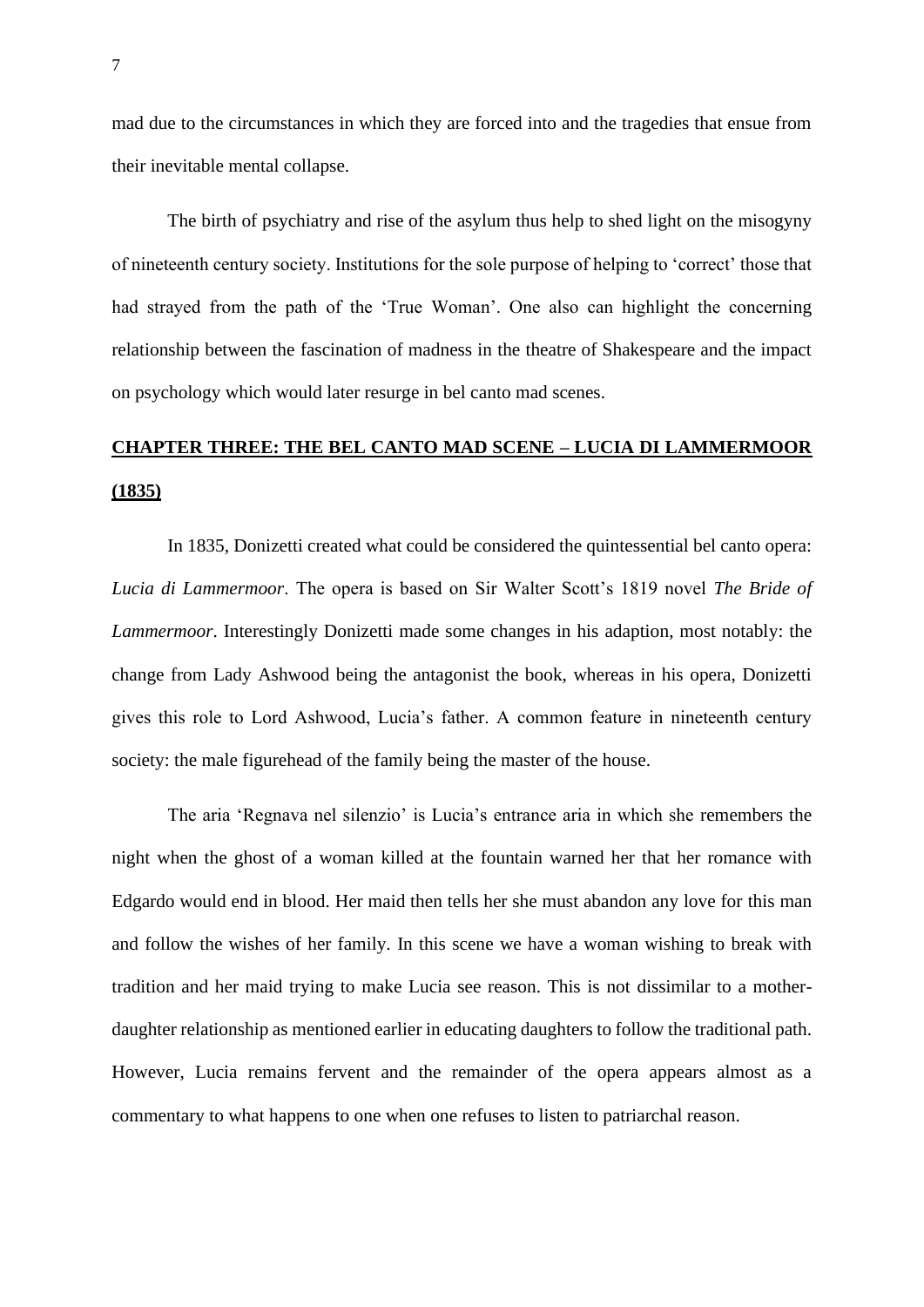mad due to the circumstances in which they are forced into and the tragedies that ensue from their inevitable mental collapse.

The birth of psychiatry and rise of the asylum thus help to shed light on the misogyny of nineteenth century society. Institutions for the sole purpose of helping to 'correct' those that had strayed from the path of the 'True Woman'. One also can highlight the concerning relationship between the fascination of madness in the theatre of Shakespeare and the impact on psychology which would later resurge in bel canto mad scenes.

## CHAPTER THREE: THE BEL CANTO MAD SCENE – LUCIA DI LAMMERMOOR (1835)

In 1835, Donizetti created what could be considered the quintessential bel canto opera: *Lucia di Lammermoor*. The opera is based on Sir Walter Scott's 1819 novel *The Bride of Lammermoor*. Interestingly Donizetti made some changes in his adaption, most notably: the change from Lady Ashwood being the antagonist the book, whereas in his opera, Donizetti gives this role to Lord Ashwood, Lucia's father. A common feature in nineteenth century society: the male figurehead of the family being the master of the house.

The aria 'Regnava nel silenzio' is Lucia's entrance aria in which she remembers the night when the ghost of a woman killed at the fountain warned her that her romance with Edgardo would end in blood. Her maid then tells her she must abandon any love for this man and follow the wishes of her family. In this scene we have a woman wishing to break with tradition and her maid trying to make Lucia see reason. This is not dissimilar to a mother-daughter relationship as mentioned earlier in educating daughters to follow the traditional path. However, Lucia remains fervent and the remainder of the opera appears almost as a commentary to what happens to one when one refuses to listen to patriarchal reason.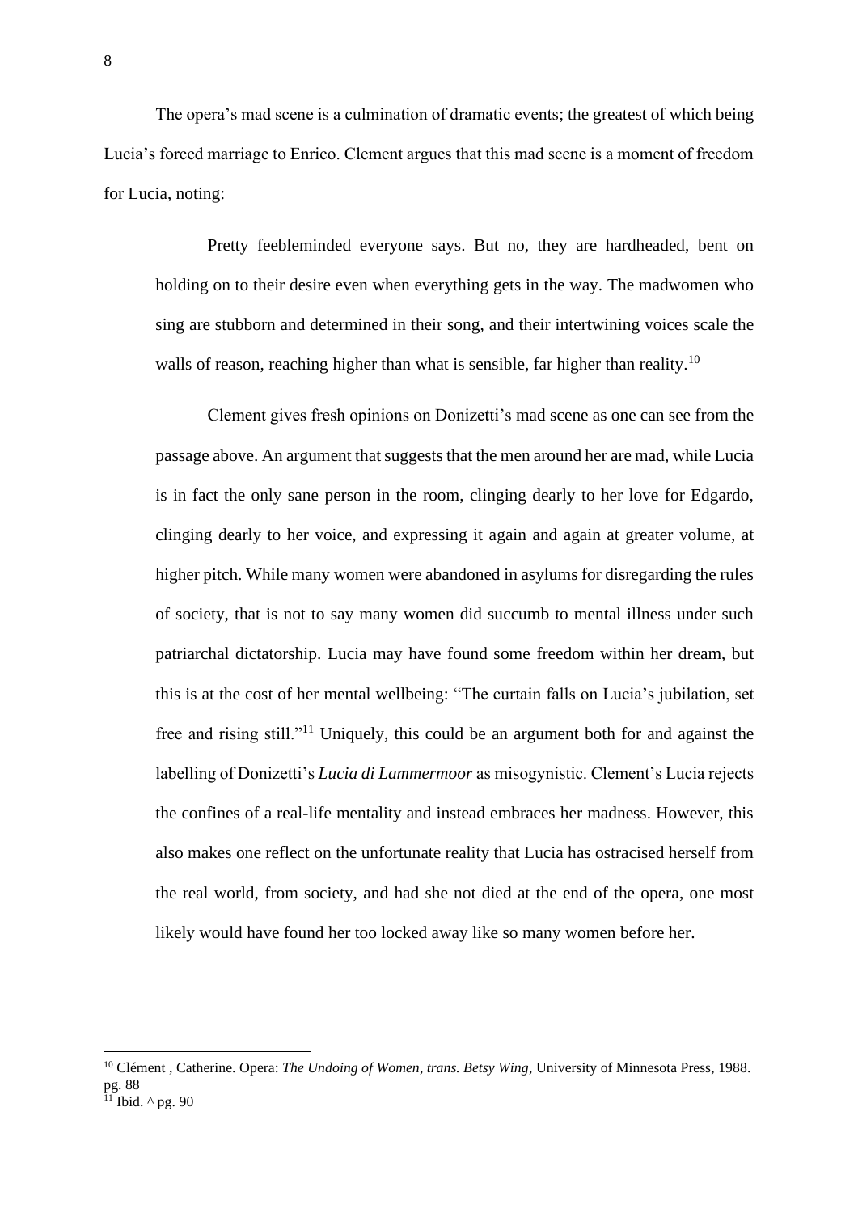The opera's mad scene is a culmination of dramatic events; the greatest of which being Lucia's forced marriage to Enrico. Clement argues that this mad scene is a moment of freedom for Lucia, noting:

> Pretty feebleminded everyone says. But no, they are hardheaded, bent on holding on to their desire even when everything gets in the way. The madwomen who sing are stubborn and determined in their song, and their intertwining voices scale the walls of reason, reaching higher than what is sensible, far higher than reality.[10]
>
> Clement gives fresh opinions on Donizetti's mad scene as one can see from the passage above. An argument that suggests that the men around her are mad, while Lucia is in fact the only sane person in the room, clinging dearly to her love for Edgardo, clinging dearly to her voice, and expressing it again and again at greater volume, at higher pitch. While many women were abandoned in asylums for disregarding the rules of society, that is not to say many women did succumb to mental illness under such patriarchal dictatorship. Lucia may have found some freedom within her dream, but this is at the cost of her mental wellbeing: "The curtain falls on Lucia's jubilation, set free and rising still."[11] Uniquely, this could be an argument both for and against the labelling of Donizetti's *Lucia di Lammermoor* as misogynistic. Clement's Lucia rejects the confines of a real-life mentality and instead embraces her madness. However, this also makes one reflect on the unfortunate reality that Lucia has ostracised herself from the real world, from society, and had she not died at the end of the opera, one most likely would have found her too locked away like so many women before her.

---

[10] Clément , Catherine. Opera: *The Undoing of Women, trans. Betsy Wing*, University of Minnesota Press, 1988. pg. 88

[11] Ibid. ^ pg. 90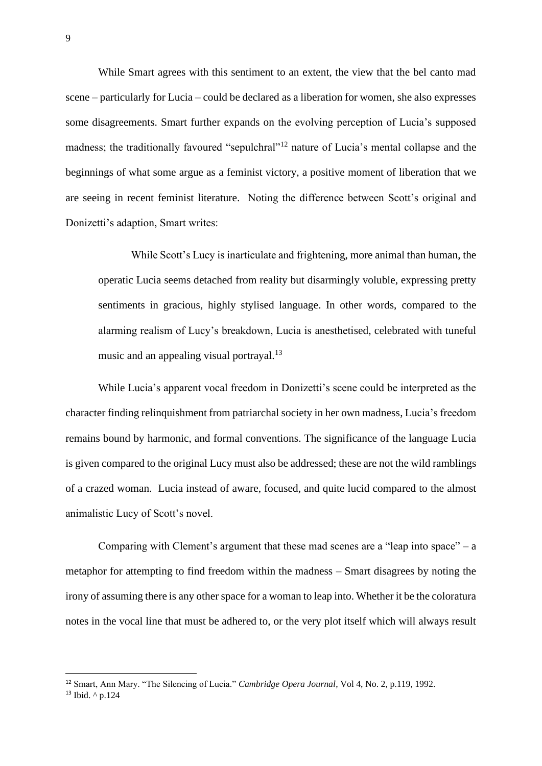While Smart agrees with this sentiment to an extent, the view that the bel canto mad scene – particularly for Lucia – could be declared as a liberation for women, she also expresses some disagreements. Smart further expands on the evolving perception of Lucia's supposed madness; the traditionally favoured "sepulchral"[12] nature of Lucia's mental collapse and the beginnings of what some argue as a feminist victory, a positive moment of liberation that we are seeing in recent feminist literature. Noting the difference between Scott's original and Donizetti's adaption, Smart writes:

> While Scott's Lucy is inarticulate and frightening, more animal than human, the operatic Lucia seems detached from reality but disarmingly voluble, expressing pretty sentiments in gracious, highly stylised language. In other words, compared to the alarming realism of Lucy's breakdown, Lucia is anesthetised, celebrated with tuneful music and an appealing visual portrayal.[13]

While Lucia's apparent vocal freedom in Donizetti's scene could be interpreted as the character finding relinquishment from patriarchal society in her own madness, Lucia's freedom remains bound by harmonic, and formal conventions. The significance of the language Lucia is given compared to the original Lucy must also be addressed; these are not the wild ramblings of a crazed woman. Lucia instead of aware, focused, and quite lucid compared to the almost animalistic Lucy of Scott's novel.

Comparing with Clement's argument that these mad scenes are a "leap into space" – a metaphor for attempting to find freedom within the madness – Smart disagrees by noting the irony of assuming there is any other space for a woman to leap into. Whether it be the coloratura notes in the vocal line that must be adhered to, or the very plot itself which will always result

---

[12] Smart, Ann Mary. "The Silencing of Lucia." *Cambridge Opera Journal*, Vol 4, No. 2, p.119, 1992.

[13] Ibid. ^ p.124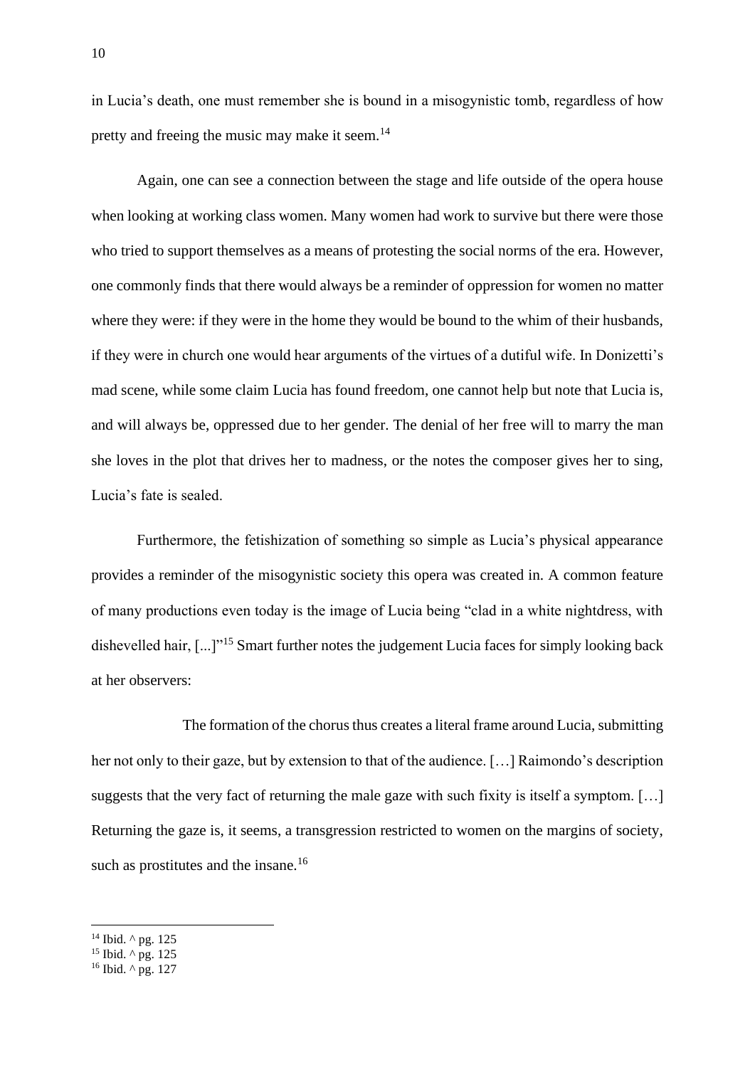in Lucia's death, one must remember she is bound in a misogynistic tomb, regardless of how pretty and freeing the music may make it seem.[14]

Again, one can see a connection between the stage and life outside of the opera house when looking at working class women. Many women had work to survive but there were those who tried to support themselves as a means of protesting the social norms of the era. However, one commonly finds that there would always be a reminder of oppression for women no matter where they were: if they were in the home they would be bound to the whim of their husbands, if they were in church one would hear arguments of the virtues of a dutiful wife. In Donizetti's mad scene, while some claim Lucia has found freedom, one cannot help but note that Lucia is, and will always be, oppressed due to her gender. The denial of her free will to marry the man she loves in the plot that drives her to madness, or the notes the composer gives her to sing, Lucia's fate is sealed.

Furthermore, the fetishization of something so simple as Lucia's physical appearance provides a reminder of the misogynistic society this opera was created in. A common feature of many productions even today is the image of Lucia being "clad in a white nightdress, with dishevelled hair, [...]"[15] Smart further notes the judgement Lucia faces for simply looking back at her observers:

> The formation of the chorus thus creates a literal frame around Lucia, submitting her not only to their gaze, but by extension to that of the audience. […] Raimondo's description suggests that the very fact of returning the male gaze with such fixity is itself a symptom. […] Returning the gaze is, it seems, a transgression restricted to women on the margins of society, such as prostitutes and the insane.[16]

---

[14] Ibid. ^ pg. 125
[15] Ibid. ^ pg. 125
[16] Ibid. ^ pg. 127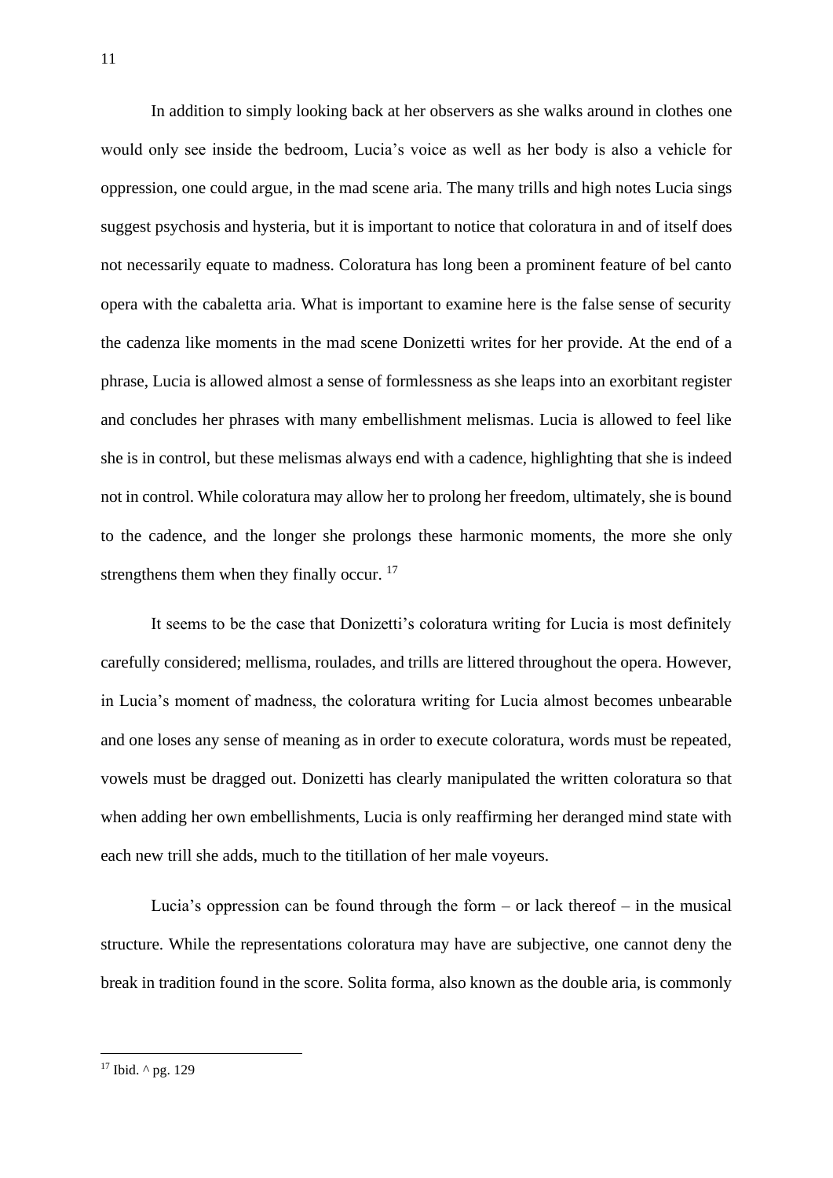In addition to simply looking back at her observers as she walks around in clothes one would only see inside the bedroom, Lucia's voice as well as her body is also a vehicle for oppression, one could argue, in the mad scene aria. The many trills and high notes Lucia sings suggest psychosis and hysteria, but it is important to notice that coloratura in and of itself does not necessarily equate to madness. Coloratura has long been a prominent feature of bel canto opera with the cabaletta aria. What is important to examine here is the false sense of security the cadenza like moments in the mad scene Donizetti writes for her provide. At the end of a phrase, Lucia is allowed almost a sense of formlessness as she leaps into an exorbitant register and concludes her phrases with many embellishment melismas. Lucia is allowed to feel like she is in control, but these melismas always end with a cadence, highlighting that she is indeed not in control. While coloratura may allow her to prolong her freedom, ultimately, she is bound to the cadence, and the longer she prolongs these harmonic moments, the more she only strengthens them when they finally occur. [17]

It seems to be the case that Donizetti's coloratura writing for Lucia is most definitely carefully considered; mellisma, roulades, and trills are littered throughout the opera. However, in Lucia's moment of madness, the coloratura writing for Lucia almost becomes unbearable and one loses any sense of meaning as in order to execute coloratura, words must be repeated, vowels must be dragged out. Donizetti has clearly manipulated the written coloratura so that when adding her own embellishments, Lucia is only reaffirming her deranged mind state with each new trill she adds, much to the titillation of her male voyeurs.

Lucia's oppression can be found through the form – or lack thereof – in the musical structure. While the representations coloratura may have are subjective, one cannot deny the break in tradition found in the score. Solita forma, also known as the double aria, is commonly

---

[17] Ibid. ^ pg. 129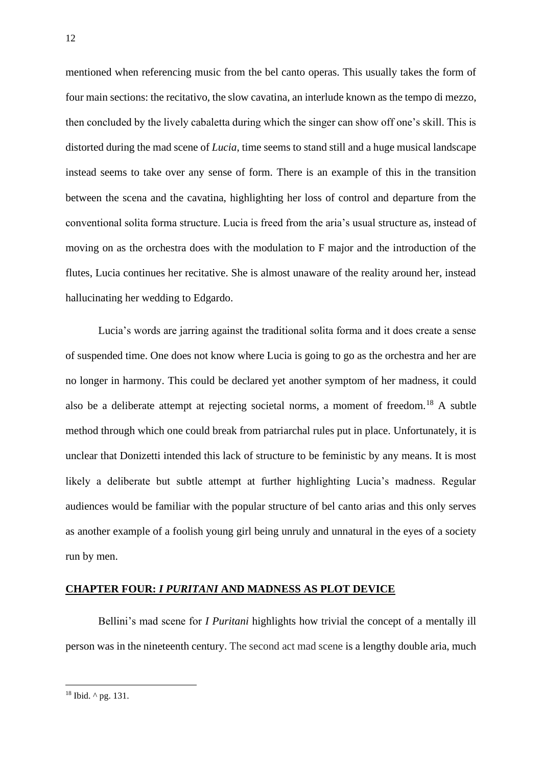mentioned when referencing music from the bel canto operas. This usually takes the form of four main sections: the recitativo, the slow cavatina, an interlude known as the tempo di mezzo, then concluded by the lively cabaletta during which the singer can show off one's skill. This is distorted during the mad scene of *Lucia*, time seems to stand still and a huge musical landscape instead seems to take over any sense of form. There is an example of this in the transition between the scena and the cavatina, highlighting her loss of control and departure from the conventional solita forma structure. Lucia is freed from the aria's usual structure as, instead of moving on as the orchestra does with the modulation to F major and the introduction of the flutes, Lucia continues her recitative. She is almost unaware of the reality around her, instead hallucinating her wedding to Edgardo.

Lucia's words are jarring against the traditional solita forma and it does create a sense of suspended time. One does not know where Lucia is going to go as the orchestra and her are no longer in harmony. This could be declared yet another symptom of her madness, it could also be a deliberate attempt at rejecting societal norms, a moment of freedom.[18] A subtle method through which one could break from patriarchal rules put in place. Unfortunately, it is unclear that Donizetti intended this lack of structure to be feministic by any means. It is most likely a deliberate but subtle attempt at further highlighting Lucia's madness. Regular audiences would be familiar with the popular structure of bel canto arias and this only serves as another example of a foolish young girl being unruly and unnatural in the eyes of a society run by men.

## CHAPTER FOUR: *I PURITANI* AND MADNESS AS PLOT DEVICE

Bellini's mad scene for *I Puritani* highlights how trivial the concept of a mentally ill person was in the nineteenth century. The second act mad scene is a lengthy double aria, much

---

[18] Ibid. ^ pg. 131.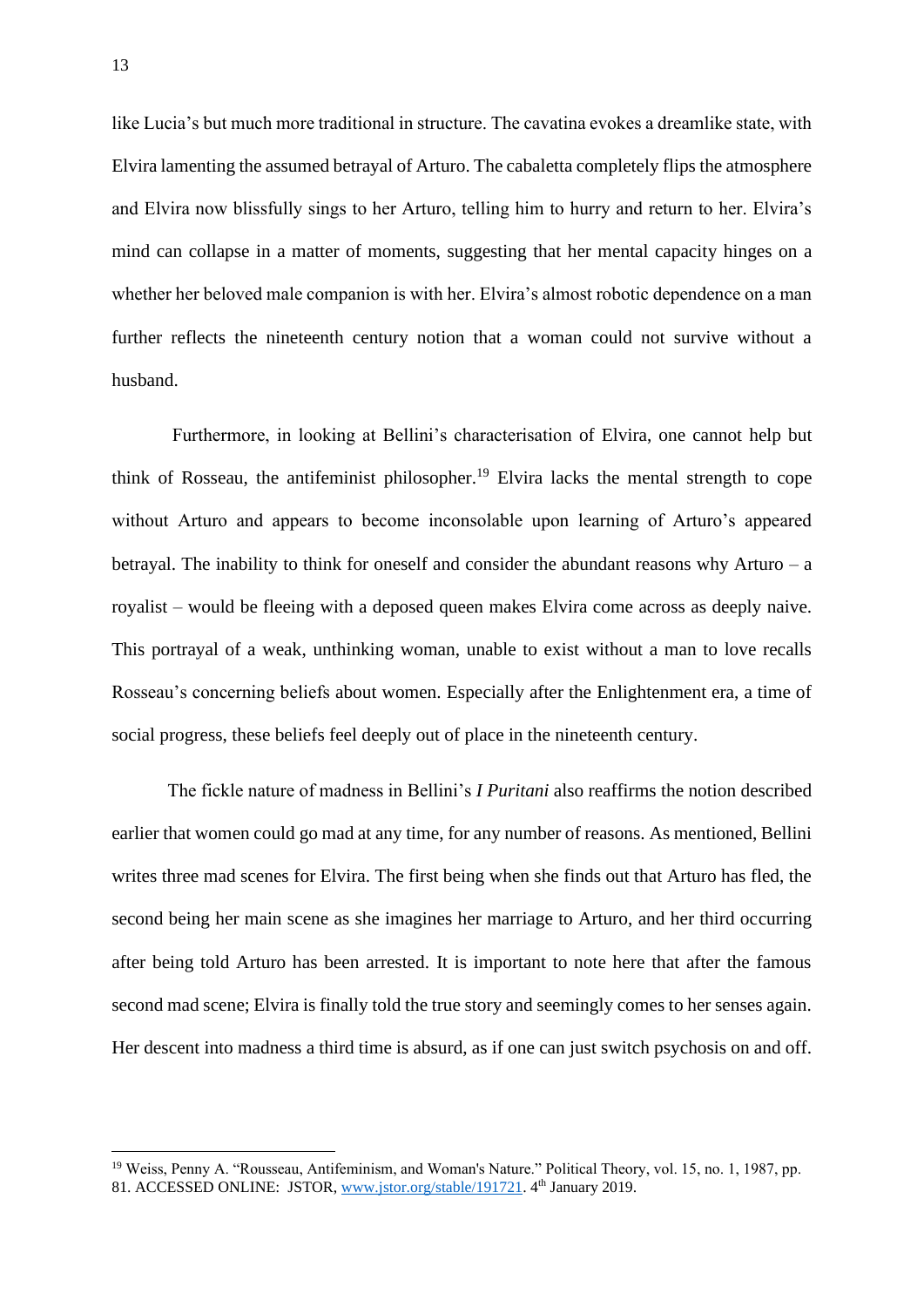like Lucia's but much more traditional in structure. The cavatina evokes a dreamlike state, with Elvira lamenting the assumed betrayal of Arturo. The cabaletta completely flips the atmosphere and Elvira now blissfully sings to her Arturo, telling him to hurry and return to her. Elvira's mind can collapse in a matter of moments, suggesting that her mental capacity hinges on a whether her beloved male companion is with her. Elvira's almost robotic dependence on a man further reflects the nineteenth century notion that a woman could not survive without a husband.

Furthermore, in looking at Bellini's characterisation of Elvira, one cannot help but think of Rosseau, the antifeminist philosopher.[19] Elvira lacks the mental strength to cope without Arturo and appears to become inconsolable upon learning of Arturo's appeared betrayal. The inability to think for oneself and consider the abundant reasons why Arturo – a royalist – would be fleeing with a deposed queen makes Elvira come across as deeply naive. This portrayal of a weak, unthinking woman, unable to exist without a man to love recalls Rosseau's concerning beliefs about women. Especially after the Enlightenment era, a time of social progress, these beliefs feel deeply out of place in the nineteenth century.

The fickle nature of madness in Bellini's *I Puritani* also reaffirms the notion described earlier that women could go mad at any time, for any number of reasons. As mentioned, Bellini writes three mad scenes for Elvira. The first being when she finds out that Arturo has fled, the second being her main scene as she imagines her marriage to Arturo, and her third occurring after being told Arturo has been arrested. It is important to note here that after the famous second mad scene; Elvira is finally told the true story and seemingly comes to her senses again. Her descent into madness a third time is absurd, as if one can just switch psychosis on and off.

---

[19] Weiss, Penny A. "Rousseau, Antifeminism, and Woman's Nature." Political Theory, vol. 15, no. 1, 1987, pp. 81. ACCESSED ONLINE: JSTOR, www.jstor.org/stable/191721. 4th January 2019.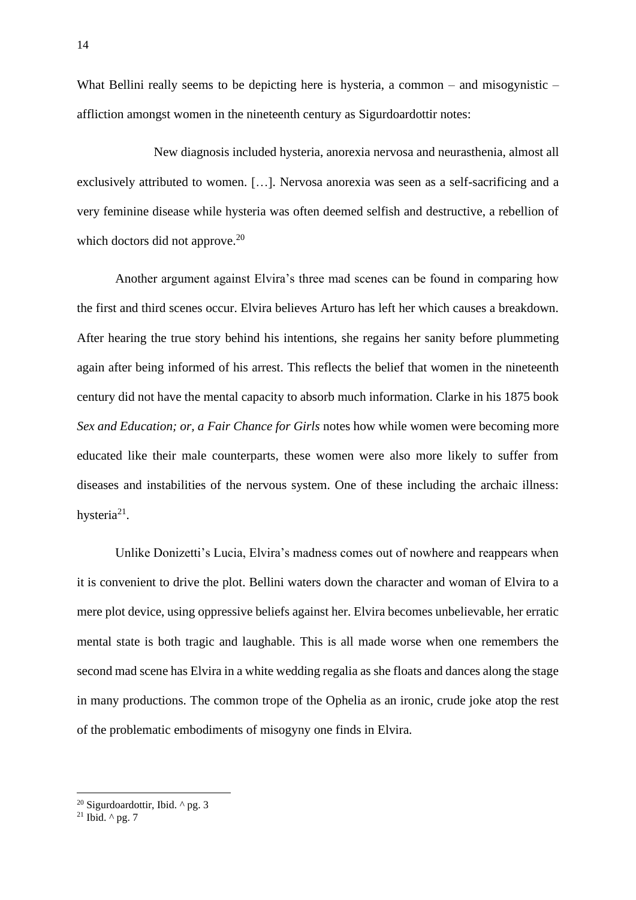What Bellini really seems to be depicting here is hysteria, a common – and misogynistic – affliction amongst women in the nineteenth century as Sigurdoardottir notes:

> New diagnosis included hysteria, anorexia nervosa and neurasthenia, almost all exclusively attributed to women. […]. Nervosa anorexia was seen as a self-sacrificing and a very feminine disease while hysteria was often deemed selfish and destructive, a rebellion of which doctors did not approve.[20]

Another argument against Elvira's three mad scenes can be found in comparing how the first and third scenes occur. Elvira believes Arturo has left her which causes a breakdown. After hearing the true story behind his intentions, she regains her sanity before plummeting again after being informed of his arrest. This reflects the belief that women in the nineteenth century did not have the mental capacity to absorb much information. Clarke in his 1875 book *Sex and Education; or, a Fair Chance for Girls* notes how while women were becoming more educated like their male counterparts, these women were also more likely to suffer from diseases and instabilities of the nervous system. One of these including the archaic illness: hysteria[21].

Unlike Donizetti's Lucia, Elvira's madness comes out of nowhere and reappears when it is convenient to drive the plot. Bellini waters down the character and woman of Elvira to a mere plot device, using oppressive beliefs against her. Elvira becomes unbelievable, her erratic mental state is both tragic and laughable. This is all made worse when one remembers the second mad scene has Elvira in a white wedding regalia as she floats and dances along the stage in many productions. The common trope of the Ophelia as an ironic, crude joke atop the rest of the problematic embodiments of misogyny one finds in Elvira.

---

[20] Sigurdoardottir, Ibid. ^ pg. 3

[21] Ibid. ^ pg. 7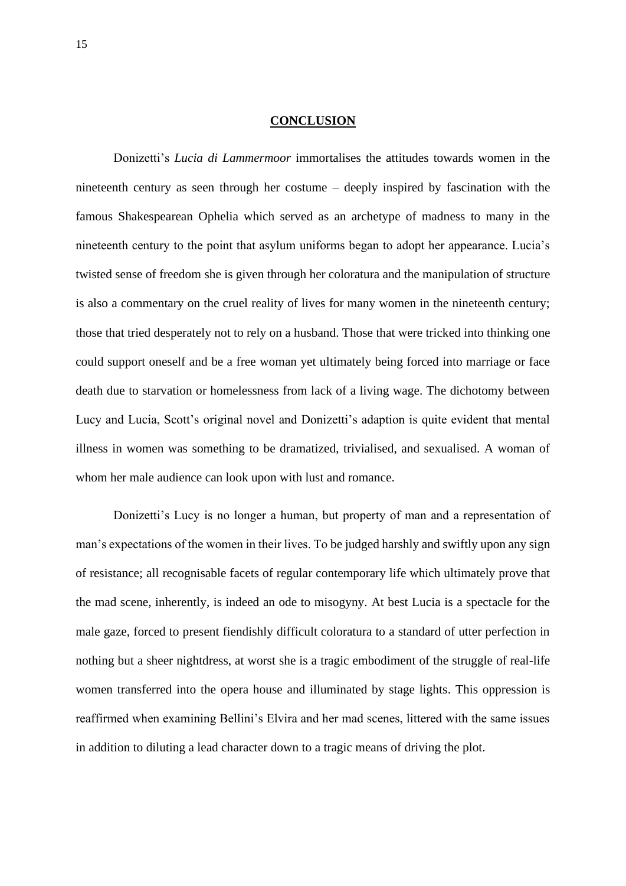## CONCLUSION

Donizetti's *Lucia di Lammermoor* immortalises the attitudes towards women in the nineteenth century as seen through her costume – deeply inspired by fascination with the famous Shakespearean Ophelia which served as an archetype of madness to many in the nineteenth century to the point that asylum uniforms began to adopt her appearance. Lucia's twisted sense of freedom she is given through her coloratura and the manipulation of structure is also a commentary on the cruel reality of lives for many women in the nineteenth century; those that tried desperately not to rely on a husband. Those that were tricked into thinking one could support oneself and be a free woman yet ultimately being forced into marriage or face death due to starvation or homelessness from lack of a living wage. The dichotomy between Lucy and Lucia, Scott's original novel and Donizetti's adaption is quite evident that mental illness in women was something to be dramatized, trivialised, and sexualised. A woman of whom her male audience can look upon with lust and romance.

Donizetti's Lucy is no longer a human, but property of man and a representation of man's expectations of the women in their lives. To be judged harshly and swiftly upon any sign of resistance; all recognisable facets of regular contemporary life which ultimately prove that the mad scene, inherently, is indeed an ode to misogyny. At best Lucia is a spectacle for the male gaze, forced to present fiendishly difficult coloratura to a standard of utter perfection in nothing but a sheer nightdress, at worst she is a tragic embodiment of the struggle of real-life women transferred into the opera house and illuminated by stage lights. This oppression is reaffirmed when examining Bellini's Elvira and her mad scenes, littered with the same issues in addition to diluting a lead character down to a tragic means of driving the plot.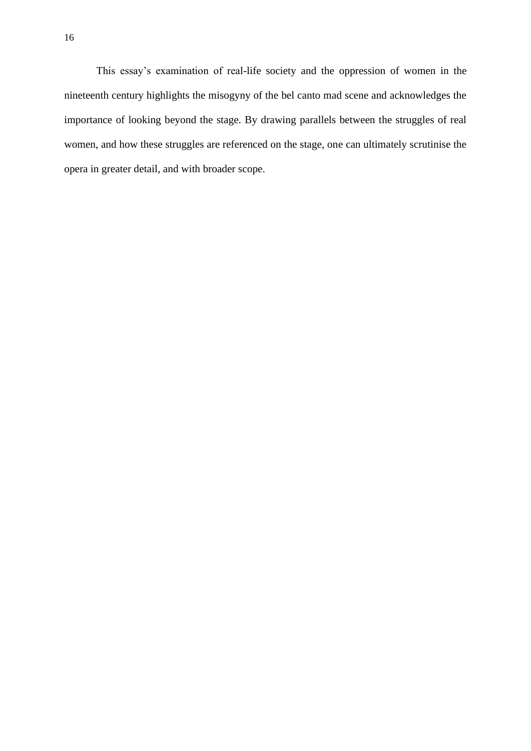This essay's examination of real-life society and the oppression of women in the nineteenth century highlights the misogyny of the bel canto mad scene and acknowledges the importance of looking beyond the stage. By drawing parallels between the struggles of real women, and how these struggles are referenced on the stage, one can ultimately scrutinise the opera in greater detail, and with broader scope.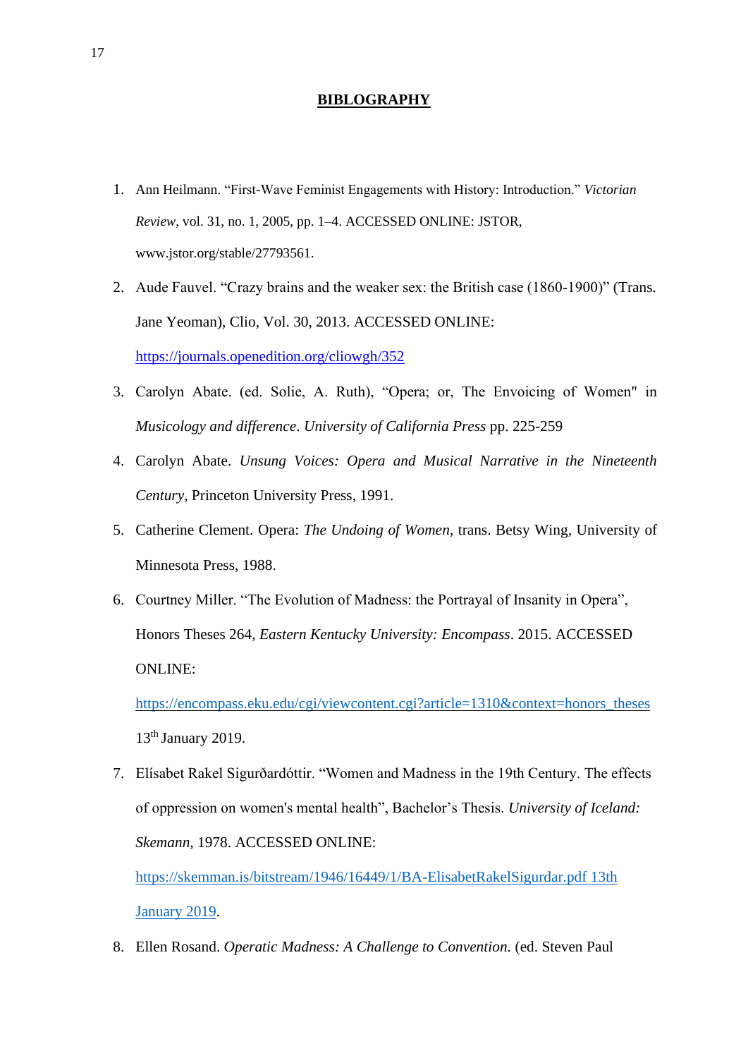# **BIBLIOGRAPHY**

1. Ann Heilmann. "First-Wave Feminist Engagements with History: Introduction." *Victorian Review*, vol. 31, no. 1, 2005, pp. 1–4. ACCESSED ONLINE: JSTOR, www.jstor.org/stable/27793561.
2. Aude Fauvel. "Crazy brains and the weaker sex: the British case (1860-1900)" (Trans. Jane Yeoman), Clio, Vol. 30, 2013. ACCESSED ONLINE: https://journals.openedition.org/cliowgh/352
3. Carolyn Abate. (ed. Solie, A. Ruth), "Opera; or, The Envoicing of Women" in *Musicology and difference*. *University of California Press* pp. 225-259
4. Carolyn Abate. *Unsung Voices: Opera and Musical Narrative in the Nineteenth Century*, Princeton University Press, 1991.
5. Catherine Clement. Opera: *The Undoing of Women*, trans. Betsy Wing, University of Minnesota Press, 1988.
6. Courtney Miller. "The Evolution of Madness: the Portrayal of Insanity in Opera", Honors Theses 264, *Eastern Kentucky University: Encompass*. 2015. ACCESSED ONLINE: https://encompass.eku.edu/cgi/viewcontent.cgi?article=1310&context=honors_theses 13th January 2019.
7. Elísabet Rakel Sigurðardóttir. "Women and Madness in the 19th Century. The effects of oppression on women's mental health", Bachelor's Thesis. *University of Iceland: Skemann*, 1978. ACCESSED ONLINE: https://skemman.is/bitstream/1946/16449/1/BA-ElisabetRakelSigurdar.pdf 13th January 2019.
8. Ellen Rosand. *Operatic Madness: A Challenge to Convention.* (ed. Steven Paul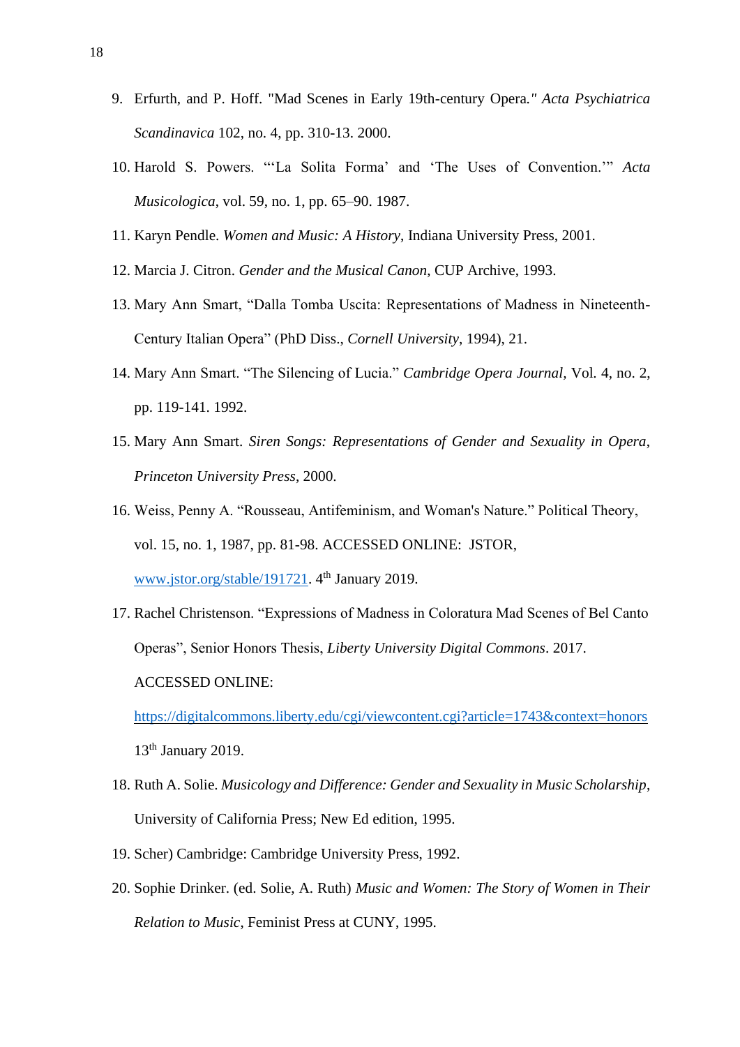9. Erfurth, and P. Hoff. "Mad Scenes in Early 19th-century Opera*." Acta Psychiatrica Scandinavica* 102, no. 4, pp. 310-13. 2000.

10. Harold S. Powers. "'La Solita Forma' and 'The Uses of Convention.'" *Acta Musicologica*, vol. 59, no. 1, pp. 65–90. 1987.

11. Karyn Pendle. *Women and Music: A History*, Indiana University Press, 2001.

12. Marcia J. Citron. *Gender and the Musical Canon*, CUP Archive, 1993.

13. Mary Ann Smart, "Dalla Tomba Uscita: Representations of Madness in Nineteenth-Century Italian Opera" (PhD Diss., *Cornell University*, 1994), 21.

14. Mary Ann Smart. "The Silencing of Lucia." *Cambridge Opera Journal,* Vol. 4, no. 2, pp. 119-141. 1992.

15. Mary Ann Smart. *Siren Songs: Representations of Gender and Sexuality in Opera*, *Princeton University Press*, 2000.

16. Weiss, Penny A. "Rousseau, Antifeminism, and Woman's Nature." Political Theory, vol. 15, no. 1, 1987, pp. 81-98. ACCESSED ONLINE: JSTOR, www.jstor.org/stable/191721. 4th January 2019.

17. Rachel Christenson. "Expressions of Madness in Coloratura Mad Scenes of Bel Canto Operas", Senior Honors Thesis, *Liberty University Digital Commons*. 2017. ACCESSED ONLINE: https://digitalcommons.liberty.edu/cgi/viewcontent.cgi?article=1743&context=honors 13th January 2019.

18. Ruth A. Solie. *Musicology and Difference: Gender and Sexuality in Music Scholarship*, University of California Press; New Ed edition, 1995.

19. Scher) Cambridge: Cambridge University Press, 1992.

20. Sophie Drinker. (ed. Solie, A. Ruth) *Music and Women: The Story of Women in Their Relation to Music*, Feminist Press at CUNY, 1995.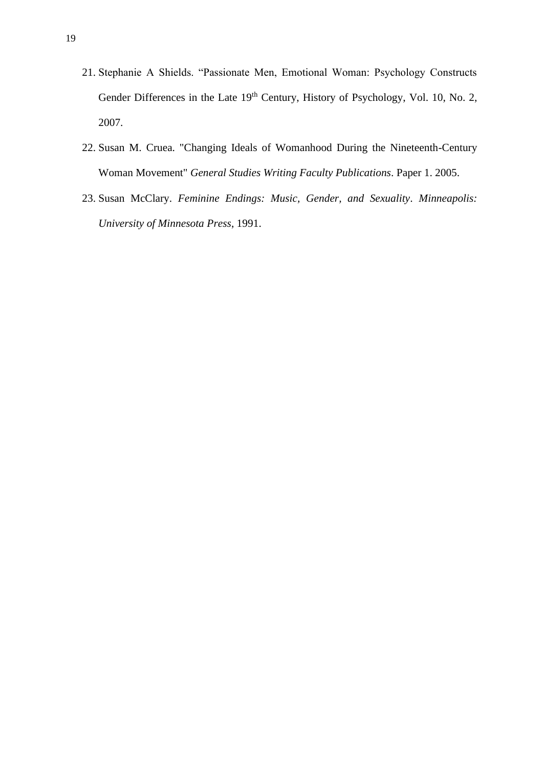21. Stephanie A Shields. "Passionate Men, Emotional Woman: Psychology Constructs Gender Differences in the Late 19th Century, History of Psychology, Vol. 10, No. 2, 2007.
22. Susan M. Cruea. "Changing Ideals of Womanhood During the Nineteenth-Century Woman Movement" *General Studies Writing Faculty Publications*. Paper 1. 2005.
23. Susan McClary. *Feminine Endings: Music, Gender, and Sexuality*. *Minneapolis: University of Minnesota Press*, 1991.